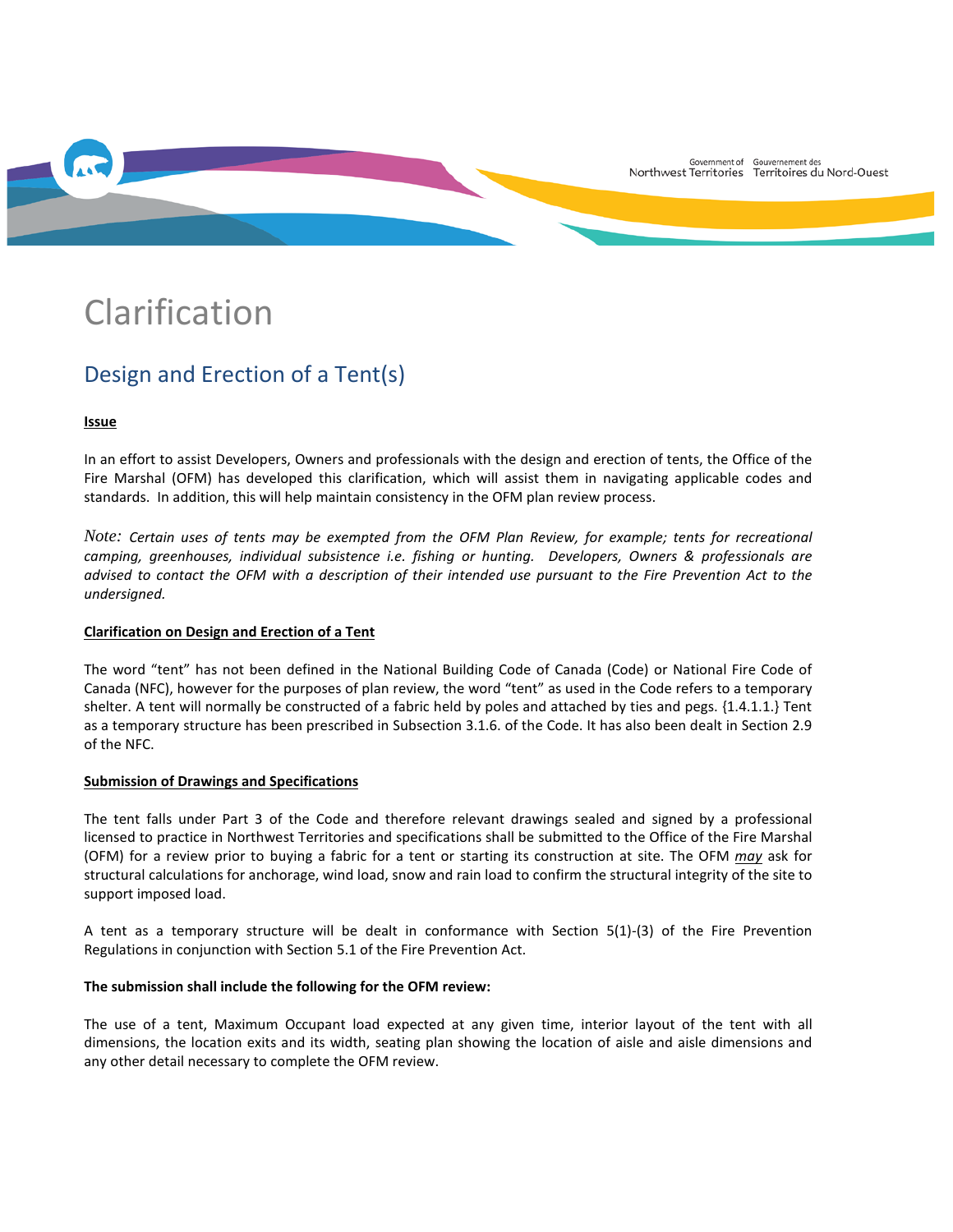# Clarification

## Design and Erection of a Tent(s)

**Issue**

In an effort to assist Developers, Owners and professionals with the design and erection of tents, the Office of the Fire Marshal (OFM) has developed this clarification, which will assist them in navigating applicable codes and standards. In addition, this will help maintain consistency in the OFM plan review process.

*Note: Certain uses of tents may be exempted from the OFM Plan Review, for example; tents for recreational camping, greenhouses, individual subsistence i.e. fishing or hunting. Developers, Owners & professionals are advised to contact the OFM with a description of their intended use pursuant to the Fire Prevention Act to the undersigned.*

**Clarification on Design and Erection of a Tent**

The word "tent" has not been defined in the National Building Code of Canada (Code) or National Fire Code of Canada (NFC), however for the purposes of plan review, the word "tent" as used in the Code refers to a temporary shelter. A tent will normally be constructed of a fabric held by poles and attached by ties and pegs. {1.4.1.1.} Tent as a temporary structure has been prescribed in Subsection 3.1.6. of the Code. It has also been dealt in Section 2.9 of the NFC.

**Submission of Drawings and Specifications**

The tent falls under Part 3 of the Code and therefore relevant drawings sealed and signed by a professional licensed to practice in Northwest Territories and specifications shall be submitted to the Office of the Fire Marshal (OFM) for a review prior to buying a fabric for a tent or starting its construction at site. The OFM ***may*** ask for structural calculations for anchorage, wind load, snow and rain load to confirm the structural integrity of the site to support imposed load.

A tent as a temporary structure will be dealt in conformance with Section 5(1)-(3) of the Fire Prevention Regulations in conjunction with Section 5.1 of the Fire Prevention Act.

**The submission shall include the following for the OFM review:**

The use of a tent, Maximum Occupant load expected at any given time, interior layout of the tent with all dimensions, the location exits and its width, seating plan showing the location of aisle and aisle dimensions and any other detail necessary to complete the OFM review.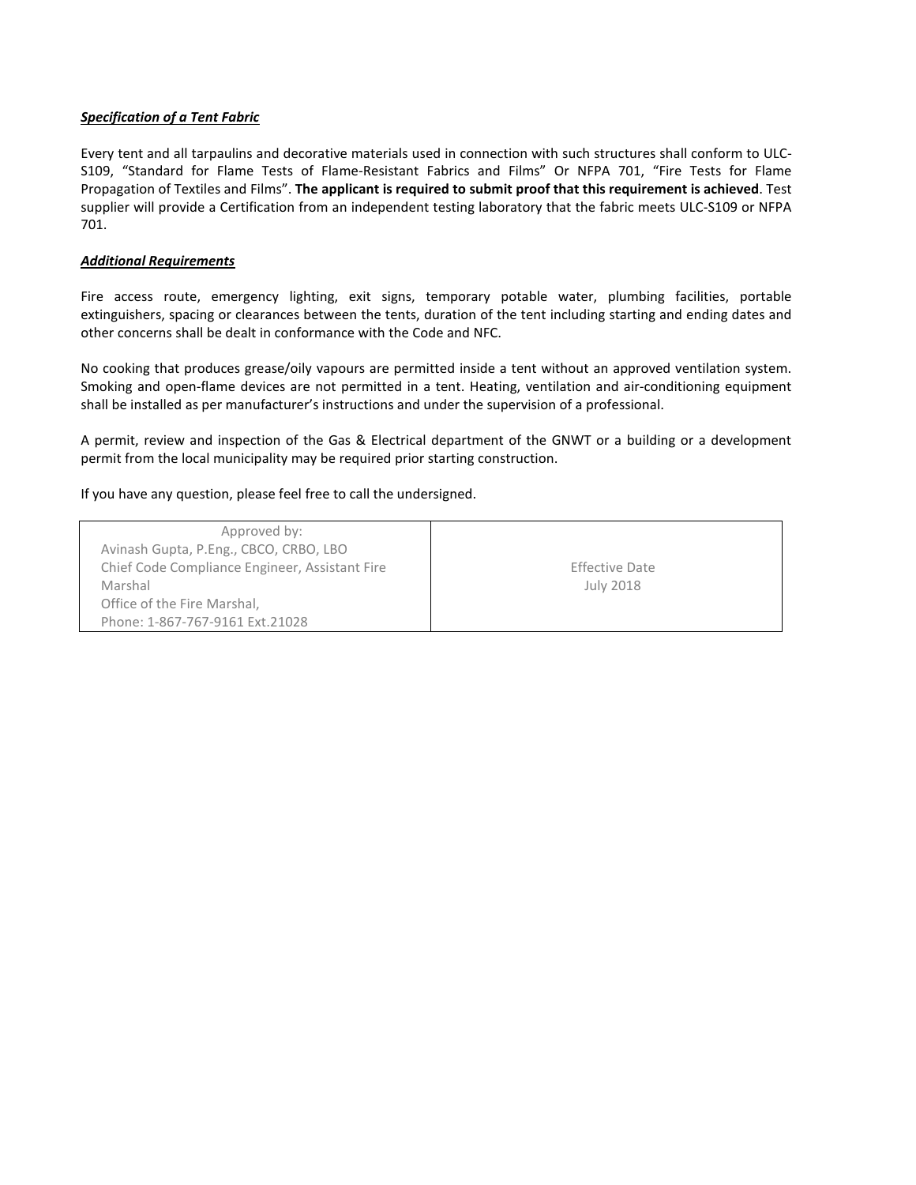***Specification of a Tent Fabric***

Every tent and all tarpaulins and decorative materials used in connection with such structures shall conform to ULC-S109, "Standard for Flame Tests of Flame-Resistant Fabrics and Films" Or NFPA 701, "Fire Tests for Flame Propagation of Textiles and Films". **The applicant is required to submit proof that this requirement is achieved**. Test supplier will provide a Certification from an independent testing laboratory that the fabric meets ULC-S109 or NFPA 701.

***Additional Requirements***

Fire access route, emergency lighting, exit signs, temporary potable water, plumbing facilities, portable extinguishers, spacing or clearances between the tents, duration of the tent including starting and ending dates and other concerns shall be dealt in conformance with the Code and NFC.

No cooking that produces grease/oily vapours are permitted inside a tent without an approved ventilation system. Smoking and open-flame devices are not permitted in a tent. Heating, ventilation and air-conditioning equipment shall be installed as per manufacturer's instructions and under the supervision of a professional.

A permit, review and inspection of the Gas & Electrical department of the GNWT or a building or a development permit from the local municipality may be required prior starting construction.

If you have any question, please feel free to call the undersigned.

| | |
|---|---|
| Approved by:<br>Avinash Gupta, P.Eng., CBCO, CRBO, LBO<br>Chief Code Compliance Engineer, Assistant Fire Marshal<br>Office of the Fire Marshal,<br>Phone: 1-867-767-9161 Ext.21028 | Effective Date<br>July 2018 |